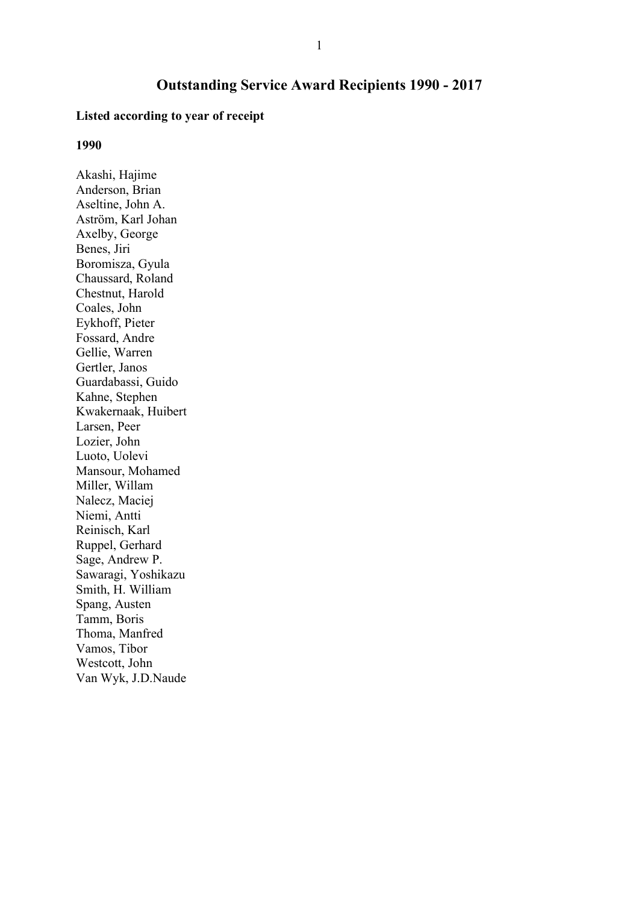# Outstanding Service Award Recipients 1990 - 2017

**Listed according to year of receipt**

**1990**

Akashi, Hajime
Anderson, Brian
Aseltine, John A.
Aström, Karl Johan
Axelby, George
Benes, Jiri
Boromisza, Gyula
Chaussard, Roland
Chestnut, Harold
Coales, John
Eykhoff, Pieter
Fossard, Andre
Gellie, Warren
Gertler, Janos
Guardabassi, Guido
Kahne, Stephen
Kwakernaak, Huibert
Larsen, Peer
Lozier, John
Luoto, Uolevi
Mansour, Mohamed
Miller, Willam
Nalecz, Maciej
Niemi, Antti
Reinisch, Karl
Ruppel, Gerhard
Sage, Andrew P.
Sawaragi, Yoshikazu
Smith, H. William
Spang, Austen
Tamm, Boris
Thoma, Manfred
Vamos, Tibor
Westcott, John
Van Wyk, J.D.Naude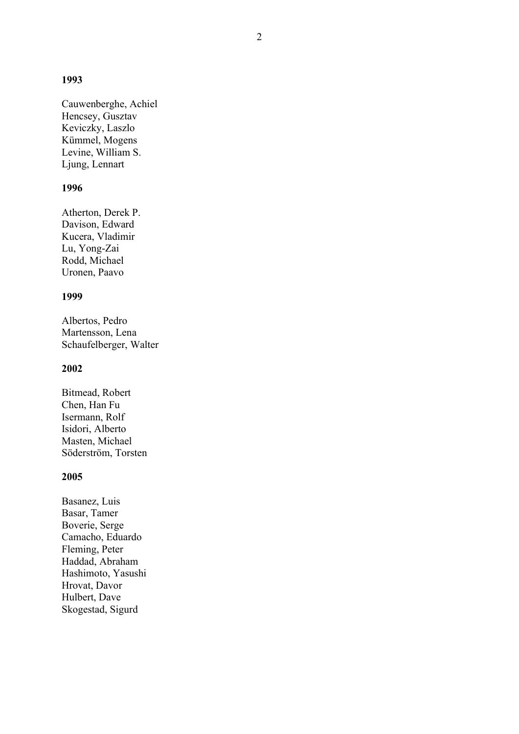**1993**

Cauwenberghe, Achiel
Hencsey, Gusztav
Keviczky, Laszlo
Kümmel, Mogens
Levine, William S.
Ljung, Lennart

**1996**

Atherton, Derek P.
Davison, Edward
Kucera, Vladimir
Lu, Yong-Zai
Rodd, Michael
Uronen, Paavo

**1999**

Albertos, Pedro
Martensson, Lena
Schaufelberger, Walter

**2002**

Bitmead, Robert
Chen, Han Fu
Isermann, Rolf
Isidori, Alberto
Masten, Michael
Söderström, Torsten

**2005**

Basanez, Luis
Basar, Tamer
Boverie, Serge
Camacho, Eduardo
Fleming, Peter
Haddad, Abraham
Hashimoto, Yasushi
Hrovat, Davor
Hulbert, Dave
Skogestad, Sigurd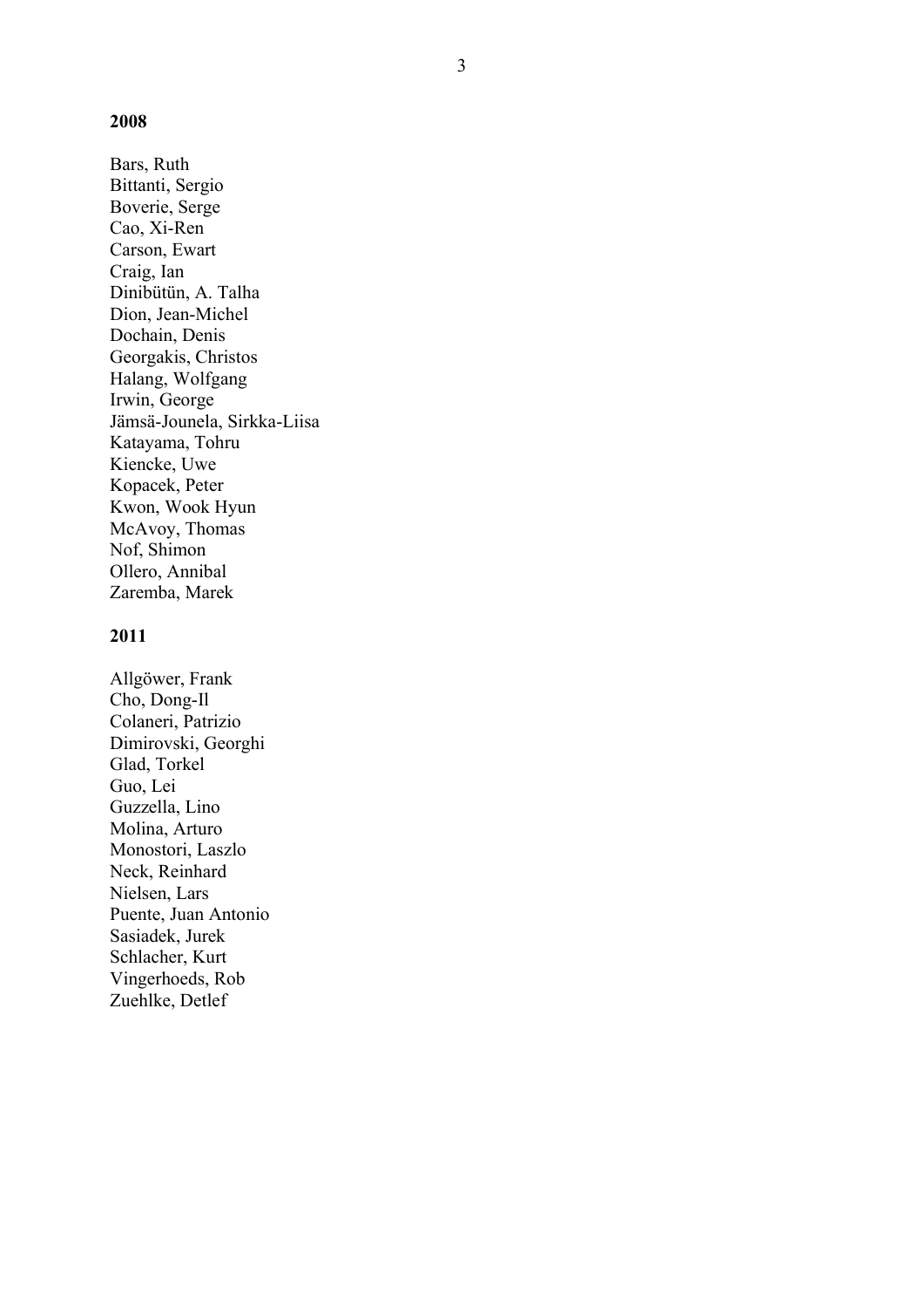**2008**

Bars, Ruth
Bittanti, Sergio
Boverie, Serge
Cao, Xi-Ren
Carson, Ewart
Craig, Ian
Dinibütün, A. Talha
Dion, Jean-Michel
Dochain, Denis
Georgakis, Christos
Halang, Wolfgang
Irwin, George
Jämsä-Jounela, Sirkka-Liisa
Katayama, Tohru
Kiencke, Uwe
Kopacek, Peter
Kwon, Wook Hyun
McAvoy, Thomas
Nof, Shimon
Ollero, Annibal
Zaremba, Marek

**2011**

Allgöwer, Frank
Cho, Dong-Il
Colaneri, Patrizio
Dimirovski, Georghi
Glad, Torkel
Guo, Lei
Guzzella, Lino
Molina, Arturo
Monostori, Laszlo
Neck, Reinhard
Nielsen, Lars
Puente, Juan Antonio
Sasiadek, Jurek
Schlacher, Kurt
Vingerhoeds, Rob
Zuehlke, Detlef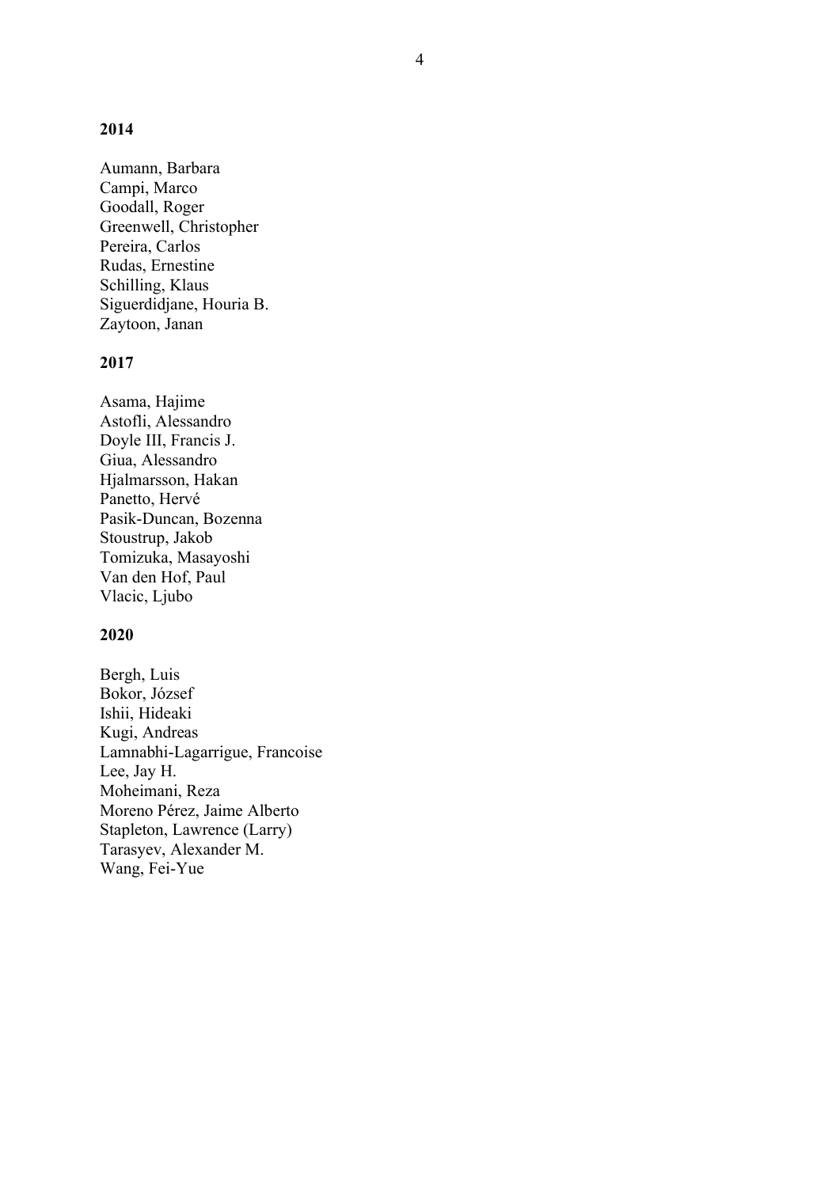**2014**

Aumann, Barbara
Campi, Marco
Goodall, Roger
Greenwell, Christopher
Pereira, Carlos
Rudas, Ernestine
Schilling, Klaus
Siguerdidjane, Houria B.
Zaytoon, Janan

**2017**

Asama, Hajime
Astofli, Alessandro
Doyle III, Francis J.
Giua, Alessandro
Hjalmarsson, Hakan
Panetto, Hervé
Pasik-Duncan, Bozenna
Stoustrup, Jakob
Tomizuka, Masayoshi
Van den Hof, Paul
Vlacic, Ljubo

**2020**

Bergh, Luis
Bokor, József
Ishii, Hideaki
Kugi, Andreas
Lamnabhi-Lagarrigue, Francoise
Lee, Jay H.
Moheimani, Reza
Moreno Pérez, Jaime Alberto
Stapleton, Lawrence (Larry)
Tarasyev, Alexander M.
Wang, Fei-Yue